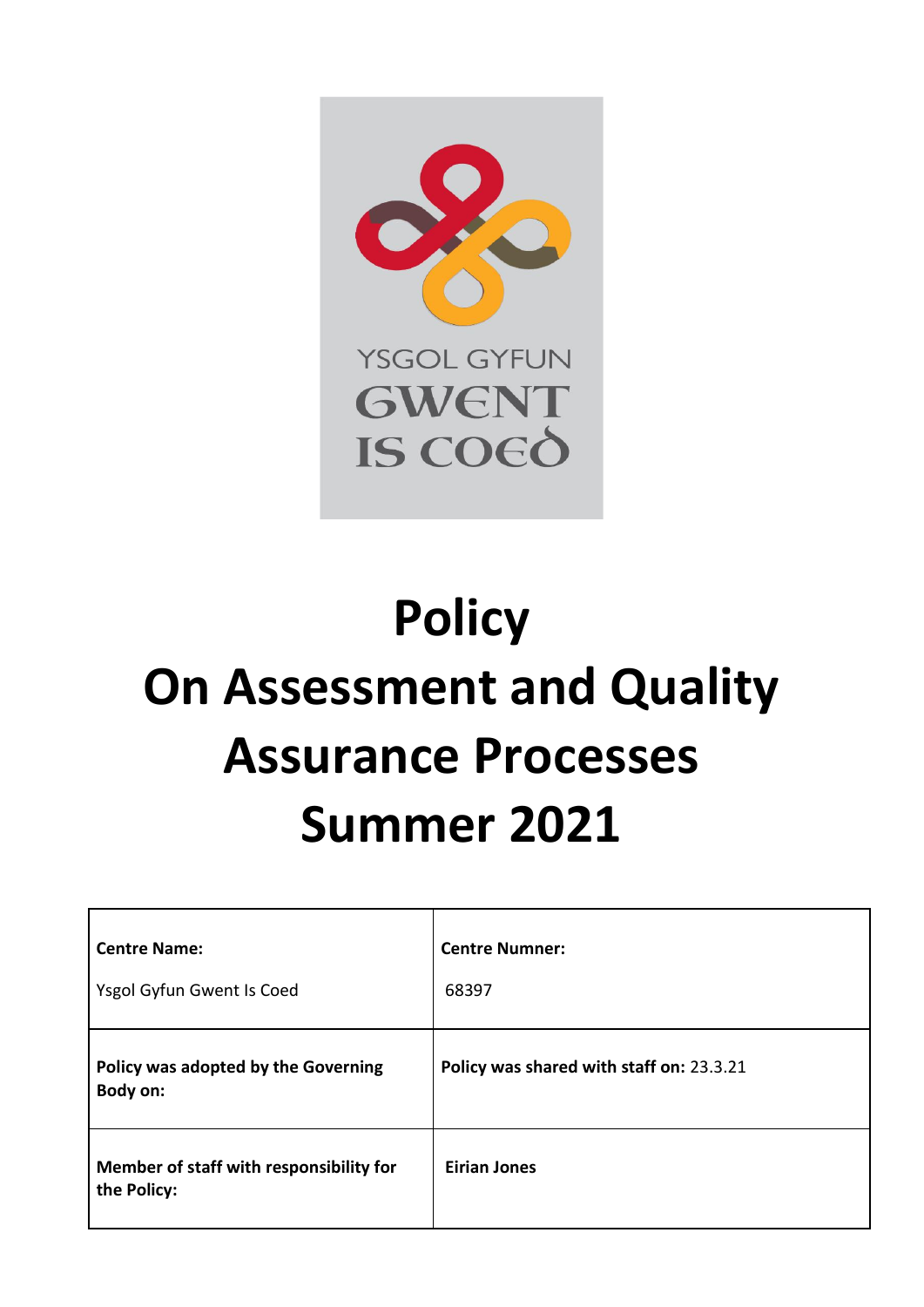YSGOL GYFUN GWENT IS COED

# Policy
# On Assessment and Quality Assurance Processes
# Summer 2021

| **Centre Name:** Ysgol Gyfun Gwent Is Coed | **Centre Numner:** 68397 |
|---|---|
| **Policy was adopted by the Governing Body on:** | **Policy was shared with staff on:** 23.3.21 |
| **Member of staff with responsibility for the Policy:** | **Eirian Jones** |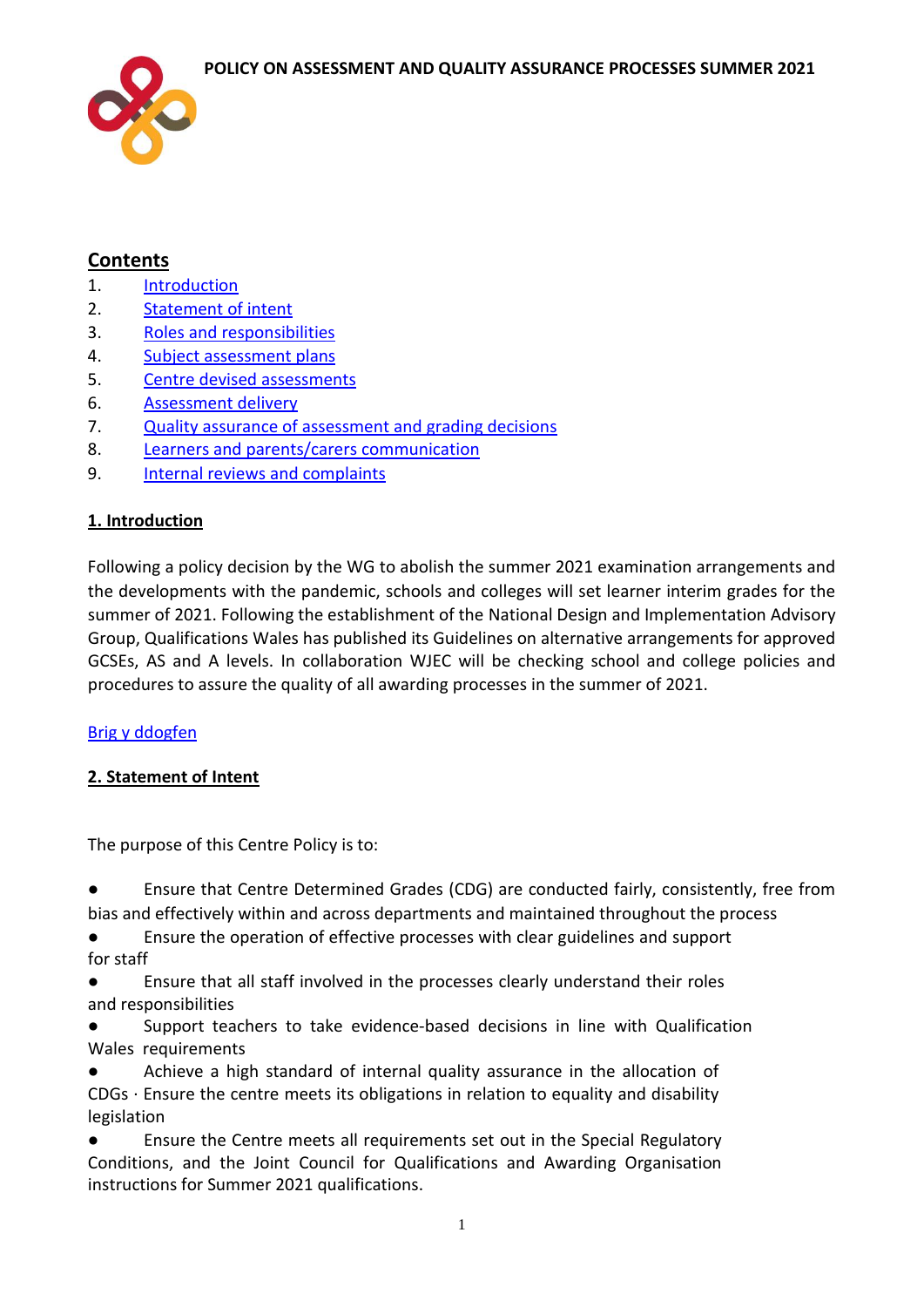POLICY ON ASSESSMENT AND QUALITY ASSURANCE PROCESSES SUMMER 2021

## Contents

1. Introduction
2. Statement of intent
3. Roles and responsibilities
4. Subject assessment plans
5. Centre devised assessments
6. Assessment delivery
7. Quality assurance of assessment and grading decisions
8. Learners and parents/carers communication
9. Internal reviews and complaints

## 1. Introduction

Following a policy decision by the WG to abolish the summer 2021 examination arrangements and the developments with the pandemic, schools and colleges will set learner interim grades for the summer of 2021. Following the establishment of the National Design and Implementation Advisory Group, Qualifications Wales has published its Guidelines on alternative arrangements for approved GCSEs, AS and A levels. In collaboration WJEC will be checking school and college policies and procedures to assure the quality of all awarding processes in the summer of 2021.

Brig y ddogfen

## 2. Statement of Intent

The purpose of this Centre Policy is to:

- Ensure that Centre Determined Grades (CDG) are conducted fairly, consistently, free from bias and effectively within and across departments and maintained throughout the process
- Ensure the operation of effective processes with clear guidelines and support for staff
- Ensure that all staff involved in the processes clearly understand their roles and responsibilities
- Support teachers to take evidence-based decisions in line with Qualification Wales requirements
- Achieve a high standard of internal quality assurance in the allocation of CDGs · Ensure the centre meets its obligations in relation to equality and disability legislation
- Ensure the Centre meets all requirements set out in the Special Regulatory Conditions, and the Joint Council for Qualifications and Awarding Organisation instructions for Summer 2021 qualifications.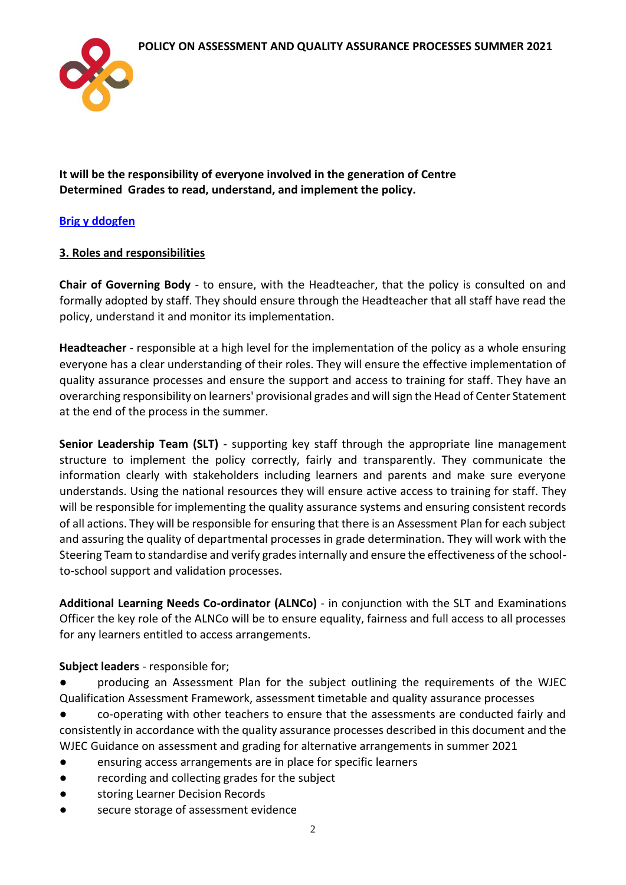**It will be the responsibility of everyone involved in the generation of Centre Determined Grades to read, understand, and implement the policy.**

[Brig y ddogfen]()

## 3. Roles and responsibilities

**Chair of Governing Body** - to ensure, with the Headteacher, that the policy is consulted on and formally adopted by staff. They should ensure through the Headteacher that all staff have read the policy, understand it and monitor its implementation.

**Headteacher** - responsible at a high level for the implementation of the policy as a whole ensuring everyone has a clear understanding of their roles. They will ensure the effective implementation of quality assurance processes and ensure the support and access to training for staff. They have an overarching responsibility on learners' provisional grades and will sign the Head of Center Statement at the end of the process in the summer.

**Senior Leadership Team (SLT)** - supporting key staff through the appropriate line management structure to implement the policy correctly, fairly and transparently. They communicate the information clearly with stakeholders including learners and parents and make sure everyone understands. Using the national resources they will ensure active access to training for staff. They will be responsible for implementing the quality assurance systems and ensuring consistent records of all actions. They will be responsible for ensuring that there is an Assessment Plan for each subject and assuring the quality of departmental processes in grade determination. They will work with the Steering Team to standardise and verify grades internally and ensure the effectiveness of the school-to-school support and validation processes.

**Additional Learning Needs Co-ordinator (ALNCo)** - in conjunction with the SLT and Examinations Officer the key role of the ALNCo will be to ensure equality, fairness and full access to all processes for any learners entitled to access arrangements.

**Subject leaders** - responsible for;

- producing an Assessment Plan for the subject outlining the requirements of the WJEC Qualification Assessment Framework, assessment timetable and quality assurance processes
- co-operating with other teachers to ensure that the assessments are conducted fairly and consistently in accordance with the quality assurance processes described in this document and the WJEC Guidance on assessment and grading for alternative arrangements in summer 2021
- ensuring access arrangements are in place for specific learners
- recording and collecting grades for the subject
- storing Learner Decision Records
- secure storage of assessment evidence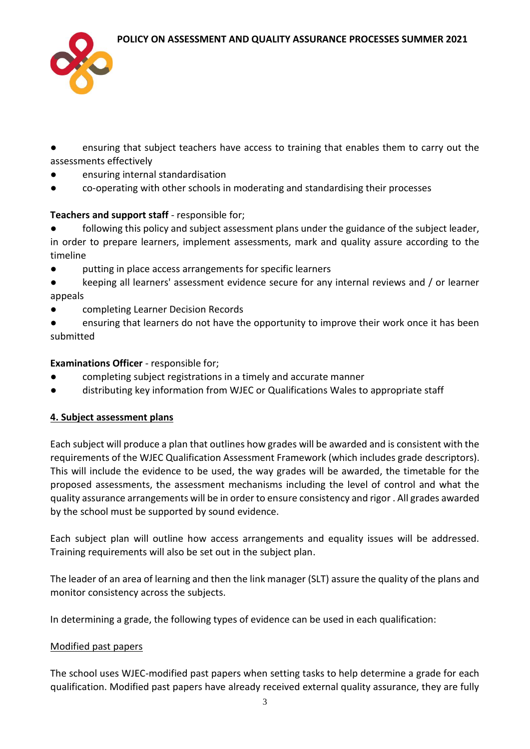- ensuring that subject teachers have access to training that enables them to carry out the assessments effectively
- ensuring internal standardisation
- co-operating with other schools in moderating and standardising their processes

**Teachers and support staff** - responsible for;

- following this policy and subject assessment plans under the guidance of the subject leader, in order to prepare learners, implement assessments, mark and quality assure according to the timeline
- putting in place access arrangements for specific learners
- keeping all learners' assessment evidence secure for any internal reviews and / or learner appeals
- completing Learner Decision Records
- ensuring that learners do not have the opportunity to improve their work once it has been submitted

**Examinations Officer** - responsible for;

- completing subject registrations in a timely and accurate manner
- distributing key information from WJEC or Qualifications Wales to appropriate staff

## 4. Subject assessment plans

Each subject will produce a plan that outlines how grades will be awarded and is consistent with the requirements of the WJEC Qualification Assessment Framework (which includes grade descriptors). This will include the evidence to be used, the way grades will be awarded, the timetable for the proposed assessments, the assessment mechanisms including the level of control and what the quality assurance arrangements will be in order to ensure consistency and rigor . All grades awarded by the school must be supported by sound evidence.

Each subject plan will outline how access arrangements and equality issues will be addressed. Training requirements will also be set out in the subject plan.

The leader of an area of learning and then the link manager (SLT) assure the quality of the plans and monitor consistency across the subjects.

In determining a grade, the following types of evidence can be used in each qualification:

Modified past papers

The school uses WJEC-modified past papers when setting tasks to help determine a grade for each qualification. Modified past papers have already received external quality assurance, they are fully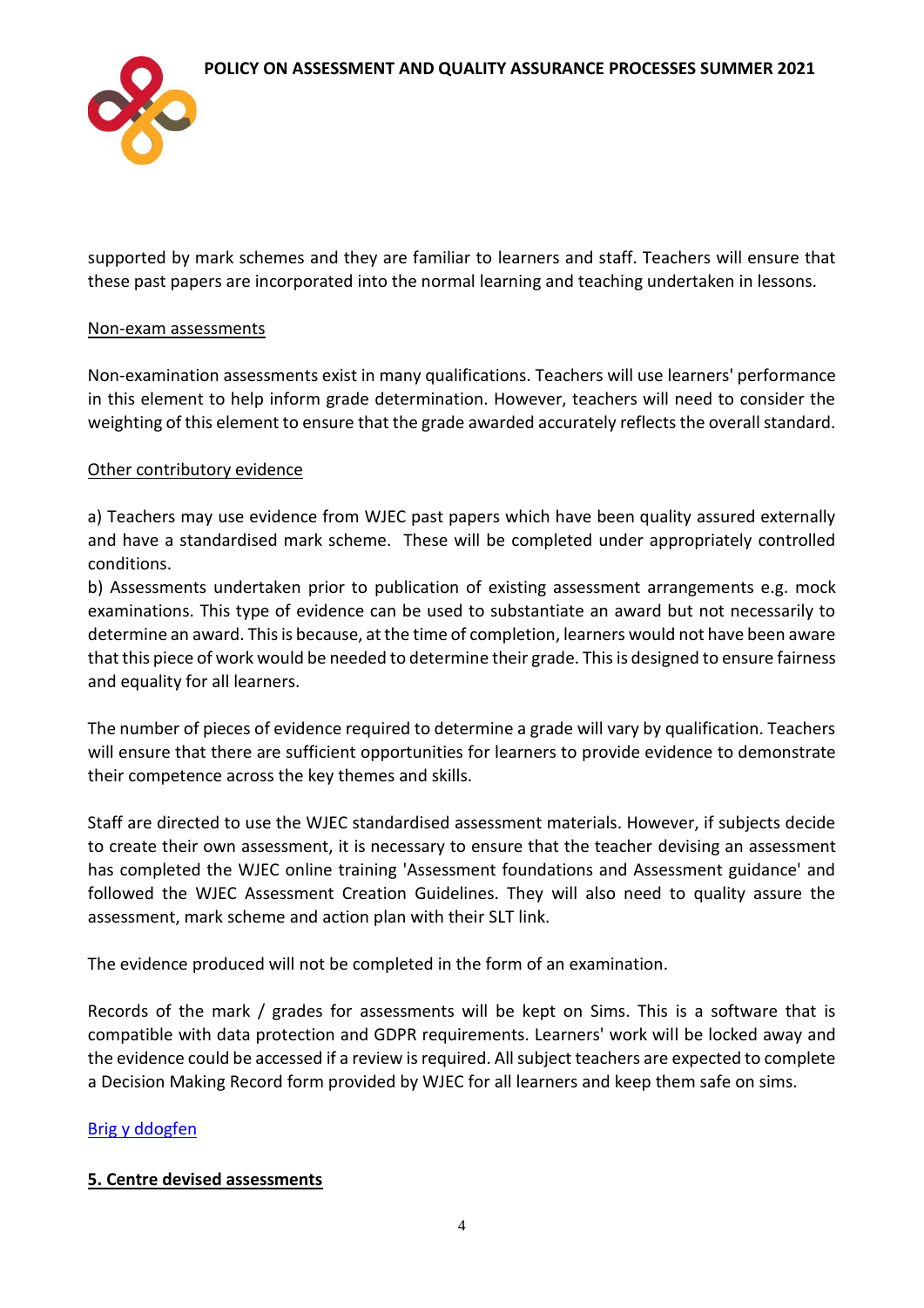supported by mark schemes and they are familiar to learners and staff. Teachers will ensure that these past papers are incorporated into the normal learning and teaching undertaken in lessons.

Non-exam assessments

Non-examination assessments exist in many qualifications. Teachers will use learners' performance in this element to help inform grade determination. However, teachers will need to consider the weighting of this element to ensure that the grade awarded accurately reflects the overall standard.

Other contributory evidence

a) Teachers may use evidence from WJEC past papers which have been quality assured externally and have a standardised mark scheme. These will be completed under appropriately controlled conditions.
b) Assessments undertaken prior to publication of existing assessment arrangements e.g. mock examinations. This type of evidence can be used to substantiate an award but not necessarily to determine an award. This is because, at the time of completion, learners would not have been aware that this piece of work would be needed to determine their grade. This is designed to ensure fairness and equality for all learners.

The number of pieces of evidence required to determine a grade will vary by qualification. Teachers will ensure that there are sufficient opportunities for learners to provide evidence to demonstrate their competence across the key themes and skills.

Staff are directed to use the WJEC standardised assessment materials. However, if subjects decide to create their own assessment, it is necessary to ensure that the teacher devising an assessment has completed the WJEC online training 'Assessment foundations and Assessment guidance' and followed the WJEC Assessment Creation Guidelines. They will also need to quality assure the assessment, mark scheme and action plan with their SLT link.

The evidence produced will not be completed in the form of an examination.

Records of the mark / grades for assessments will be kept on Sims. This is a software that is compatible with data protection and GDPR requirements. Learners' work will be locked away and the evidence could be accessed if a review is required. All subject teachers are expected to complete a Decision Making Record form provided by WJEC for all learners and keep them safe on sims.

Brig y ddogfen

**5. Centre devised assessments**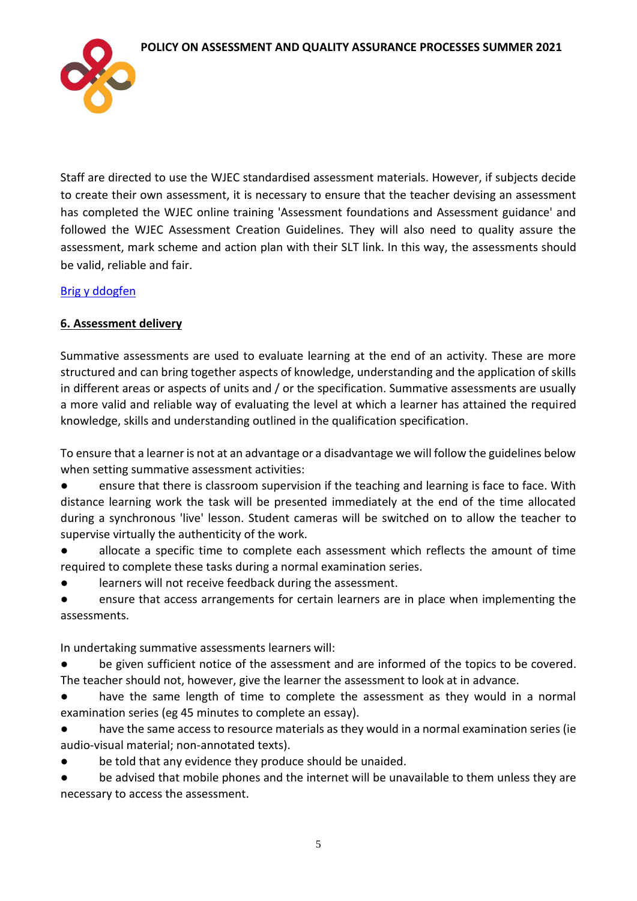Staff are directed to use the WJEC standardised assessment materials. However, if subjects decide to create their own assessment, it is necessary to ensure that the teacher devising an assessment has completed the WJEC online training 'Assessment foundations and Assessment guidance' and followed the WJEC Assessment Creation Guidelines. They will also need to quality assure the assessment, mark scheme and action plan with their SLT link. In this way, the assessments should be valid, reliable and fair.

Brig y ddogfen

## 6. Assessment delivery

Summative assessments are used to evaluate learning at the end of an activity. These are more structured and can bring together aspects of knowledge, understanding and the application of skills in different areas or aspects of units and / or the specification. Summative assessments are usually a more valid and reliable way of evaluating the level at which a learner has attained the required knowledge, skills and understanding outlined in the qualification specification.

To ensure that a learner is not at an advantage or a disadvantage we will follow the guidelines below when setting summative assessment activities:

- ensure that there is classroom supervision if the teaching and learning is face to face. With distance learning work the task will be presented immediately at the end of the time allocated during a synchronous 'live' lesson. Student cameras will be switched on to allow the teacher to supervise virtually the authenticity of the work.
- allocate a specific time to complete each assessment which reflects the amount of time required to complete these tasks during a normal examination series.
- learners will not receive feedback during the assessment.
- ensure that access arrangements for certain learners are in place when implementing the assessments.

In undertaking summative assessments learners will:

- be given sufficient notice of the assessment and are informed of the topics to be covered. The teacher should not, however, give the learner the assessment to look at in advance.
- have the same length of time to complete the assessment as they would in a normal examination series (eg 45 minutes to complete an essay).
- have the same access to resource materials as they would in a normal examination series (ie audio-visual material; non-annotated texts).
- be told that any evidence they produce should be unaided.
- be advised that mobile phones and the internet will be unavailable to them unless they are necessary to access the assessment.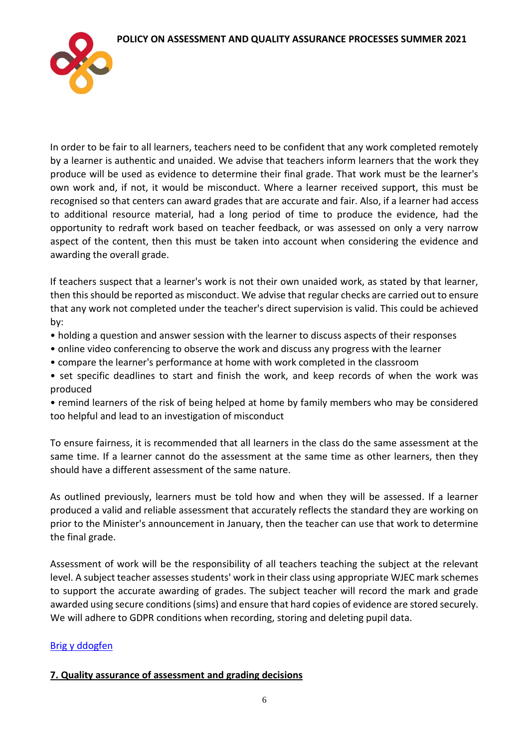In order to be fair to all learners, teachers need to be confident that any work completed remotely by a learner is authentic and unaided. We advise that teachers inform learners that the work they produce will be used as evidence to determine their final grade. That work must be the learner's own work and, if not, it would be misconduct. Where a learner received support, this must be recognised so that centers can award grades that are accurate and fair. Also, if a learner had access to additional resource material, had a long period of time to produce the evidence, had the opportunity to redraft work based on teacher feedback, or was assessed on only a very narrow aspect of the content, then this must be taken into account when considering the evidence and awarding the overall grade.

If teachers suspect that a learner's work is not their own unaided work, as stated by that learner, then this should be reported as misconduct. We advise that regular checks are carried out to ensure that any work not completed under the teacher's direct supervision is valid. This could be achieved by:

- holding a question and answer session with the learner to discuss aspects of their responses
- online video conferencing to observe the work and discuss any progress with the learner
- compare the learner's performance at home with work completed in the classroom
- set specific deadlines to start and finish the work, and keep records of when the work was produced
- remind learners of the risk of being helped at home by family members who may be considered too helpful and lead to an investigation of misconduct

To ensure fairness, it is recommended that all learners in the class do the same assessment at the same time. If a learner cannot do the assessment at the same time as other learners, then they should have a different assessment of the same nature.

As outlined previously, learners must be told how and when they will be assessed. If a learner produced a valid and reliable assessment that accurately reflects the standard they are working on prior to the Minister's announcement in January, then the teacher can use that work to determine the final grade.

Assessment of work will be the responsibility of all teachers teaching the subject at the relevant level. A subject teacher assesses students' work in their class using appropriate WJEC mark schemes to support the accurate awarding of grades. The subject teacher will record the mark and grade awarded using secure conditions (sims) and ensure that hard copies of evidence are stored securely. We will adhere to GDPR conditions when recording, storing and deleting pupil data.

Brig y ddogfen

## 7. Quality assurance of assessment and grading decisions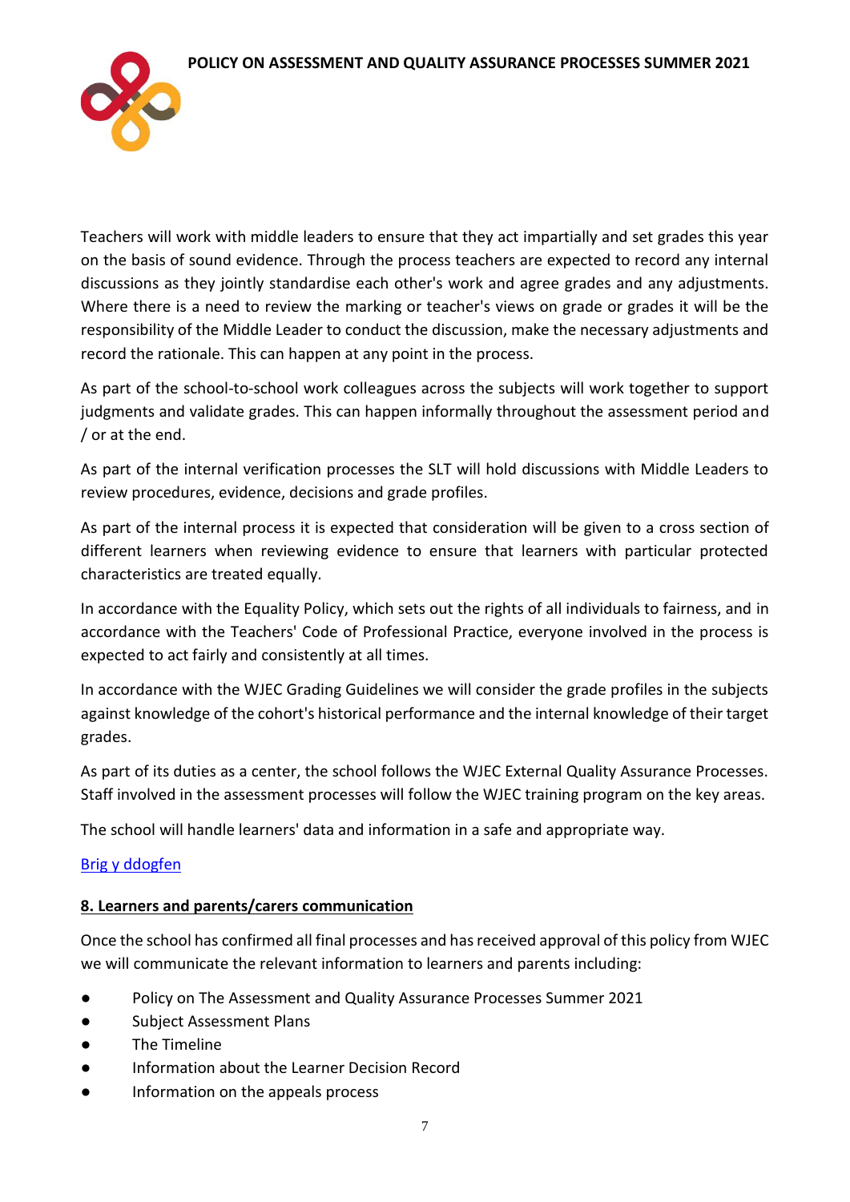Teachers will work with middle leaders to ensure that they act impartially and set grades this year on the basis of sound evidence. Through the process teachers are expected to record any internal discussions as they jointly standardise each other's work and agree grades and any adjustments. Where there is a need to review the marking or teacher's views on grade or grades it will be the responsibility of the Middle Leader to conduct the discussion, make the necessary adjustments and record the rationale. This can happen at any point in the process.

As part of the school-to-school work colleagues across the subjects will work together to support judgments and validate grades. This can happen informally throughout the assessment period and / or at the end.

As part of the internal verification processes the SLT will hold discussions with Middle Leaders to review procedures, evidence, decisions and grade profiles.

As part of the internal process it is expected that consideration will be given to a cross section of different learners when reviewing evidence to ensure that learners with particular protected characteristics are treated equally.

In accordance with the Equality Policy, which sets out the rights of all individuals to fairness, and in accordance with the Teachers' Code of Professional Practice, everyone involved in the process is expected to act fairly and consistently at all times.

In accordance with the WJEC Grading Guidelines we will consider the grade profiles in the subjects against knowledge of the cohort's historical performance and the internal knowledge of their target grades.

As part of its duties as a center, the school follows the WJEC External Quality Assurance Processes. Staff involved in the assessment processes will follow the WJEC training program on the key areas.

The school will handle learners' data and information in a safe and appropriate way.

Brig y ddogfen

## 8. Learners and parents/carers communication

Once the school has confirmed all final processes and has received approval of this policy from WJEC we will communicate the relevant information to learners and parents including:

- Policy on The Assessment and Quality Assurance Processes Summer 2021
- Subject Assessment Plans
- The Timeline
- Information about the Learner Decision Record
- Information on the appeals process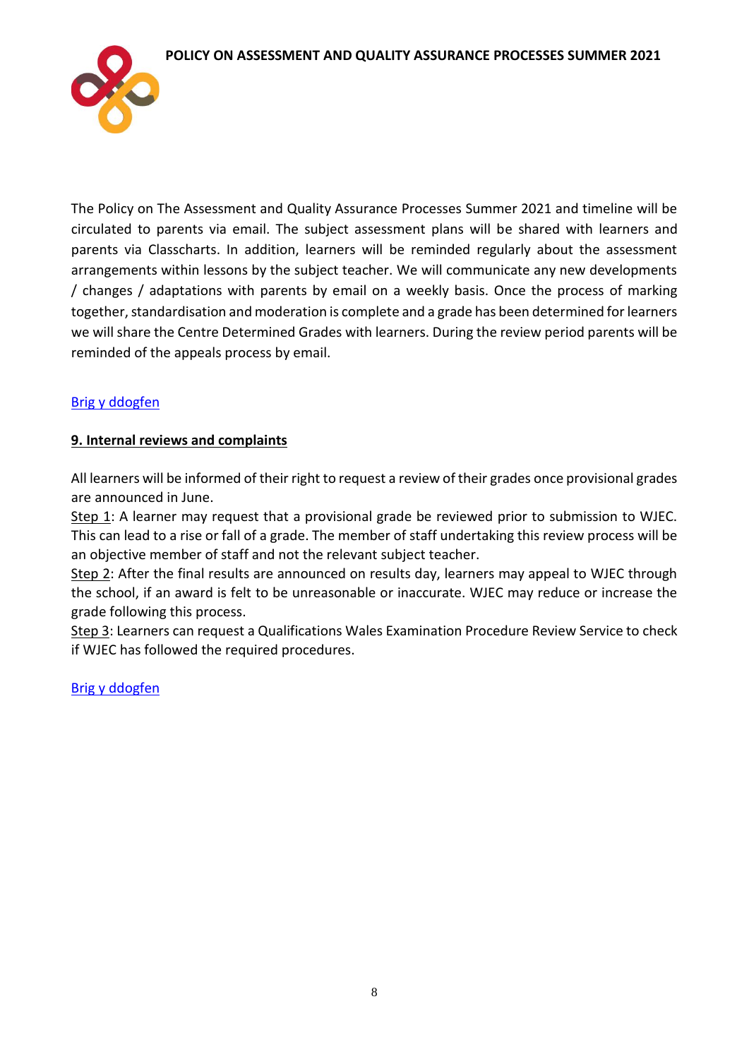The Policy on The Assessment and Quality Assurance Processes Summer 2021 and timeline will be circulated to parents via email. The subject assessment plans will be shared with learners and parents via Classcharts. In addition, learners will be reminded regularly about the assessment arrangements within lessons by the subject teacher. We will communicate any new developments / changes / adaptations with parents by email on a weekly basis. Once the process of marking together, standardisation and moderation is complete and a grade has been determined for learners we will share the Centre Determined Grades with learners. During the review period parents will be reminded of the appeals process by email.

Brig y ddogfen

## 9. Internal reviews and complaints

All learners will be informed of their right to request a review of their grades once provisional grades are announced in June.

Step 1: A learner may request that a provisional grade be reviewed prior to submission to WJEC. This can lead to a rise or fall of a grade. The member of staff undertaking this review process will be an objective member of staff and not the relevant subject teacher.

Step 2: After the final results are announced on results day, learners may appeal to WJEC through the school, if an award is felt to be unreasonable or inaccurate. WJEC may reduce or increase the grade following this process.

Step 3: Learners can request a Qualifications Wales Examination Procedure Review Service to check if WJEC has followed the required procedures.

Brig y ddogfen